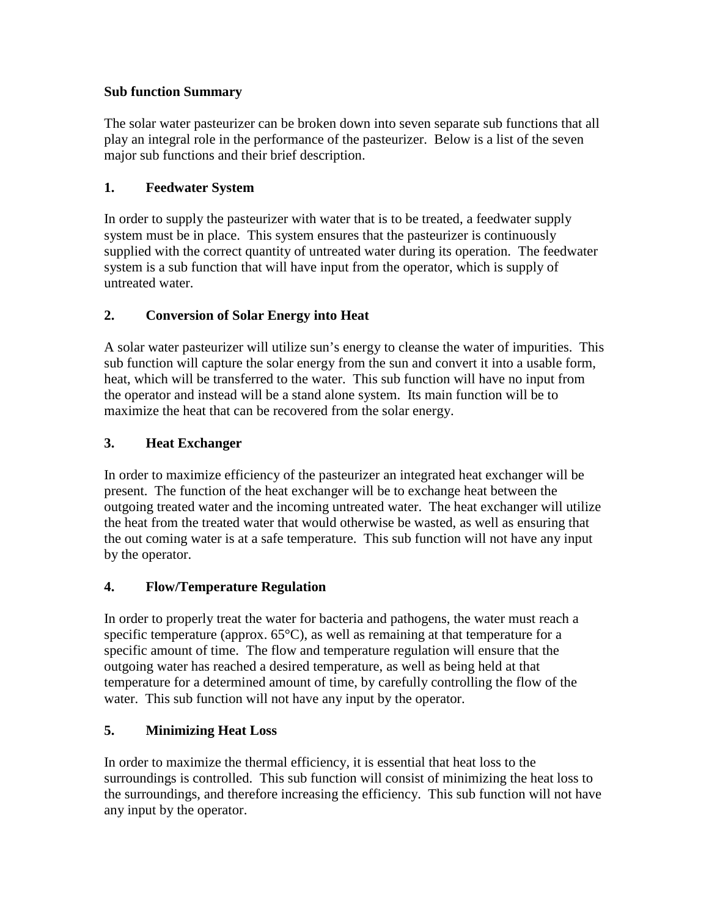**Sub function Summary**

The solar water pasteurizer can be broken down into seven separate sub functions that all play an integral role in the performance of the pasteurizer. Below is a list of the seven major sub functions and their brief description.

**1. Feedwater System**

In order to supply the pasteurizer with water that is to be treated, a feedwater supply system must be in place. This system ensures that the pasteurizer is continuously supplied with the correct quantity of untreated water during its operation. The feedwater system is a sub function that will have input from the operator, which is supply of untreated water.

**2. Conversion of Solar Energy into Heat**

A solar water pasteurizer will utilize sun's energy to cleanse the water of impurities. This sub function will capture the solar energy from the sun and convert it into a usable form, heat, which will be transferred to the water. This sub function will have no input from the operator and instead will be a stand alone system. Its main function will be to maximize the heat that can be recovered from the solar energy.

**3. Heat Exchanger**

In order to maximize efficiency of the pasteurizer an integrated heat exchanger will be present. The function of the heat exchanger will be to exchange heat between the outgoing treated water and the incoming untreated water. The heat exchanger will utilize the heat from the treated water that would otherwise be wasted, as well as ensuring that the out coming water is at a safe temperature. This sub function will not have any input by the operator.

**4. Flow/Temperature Regulation**

In order to properly treat the water for bacteria and pathogens, the water must reach a specific temperature (approx. 65°C), as well as remaining at that temperature for a specific amount of time. The flow and temperature regulation will ensure that the outgoing water has reached a desired temperature, as well as being held at that temperature for a determined amount of time, by carefully controlling the flow of the water. This sub function will not have any input by the operator.

**5. Minimizing Heat Loss**

In order to maximize the thermal efficiency, it is essential that heat loss to the surroundings is controlled. This sub function will consist of minimizing the heat loss to the surroundings, and therefore increasing the efficiency. This sub function will not have any input by the operator.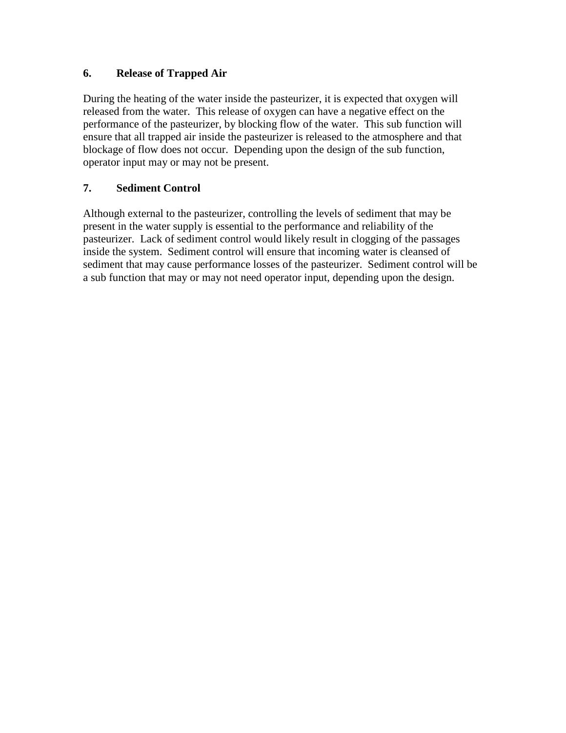**6. Release of Trapped Air**

During the heating of the water inside the pasteurizer, it is expected that oxygen will released from the water. This release of oxygen can have a negative effect on the performance of the pasteurizer, by blocking flow of the water. This sub function will ensure that all trapped air inside the pasteurizer is released to the atmosphere and that blockage of flow does not occur. Depending upon the design of the sub function, operator input may or may not be present.

**7. Sediment Control**

Although external to the pasteurizer, controlling the levels of sediment that may be present in the water supply is essential to the performance and reliability of the pasteurizer. Lack of sediment control would likely result in clogging of the passages inside the system. Sediment control will ensure that incoming water is cleansed of sediment that may cause performance losses of the pasteurizer. Sediment control will be a sub function that may or may not need operator input, depending upon the design.